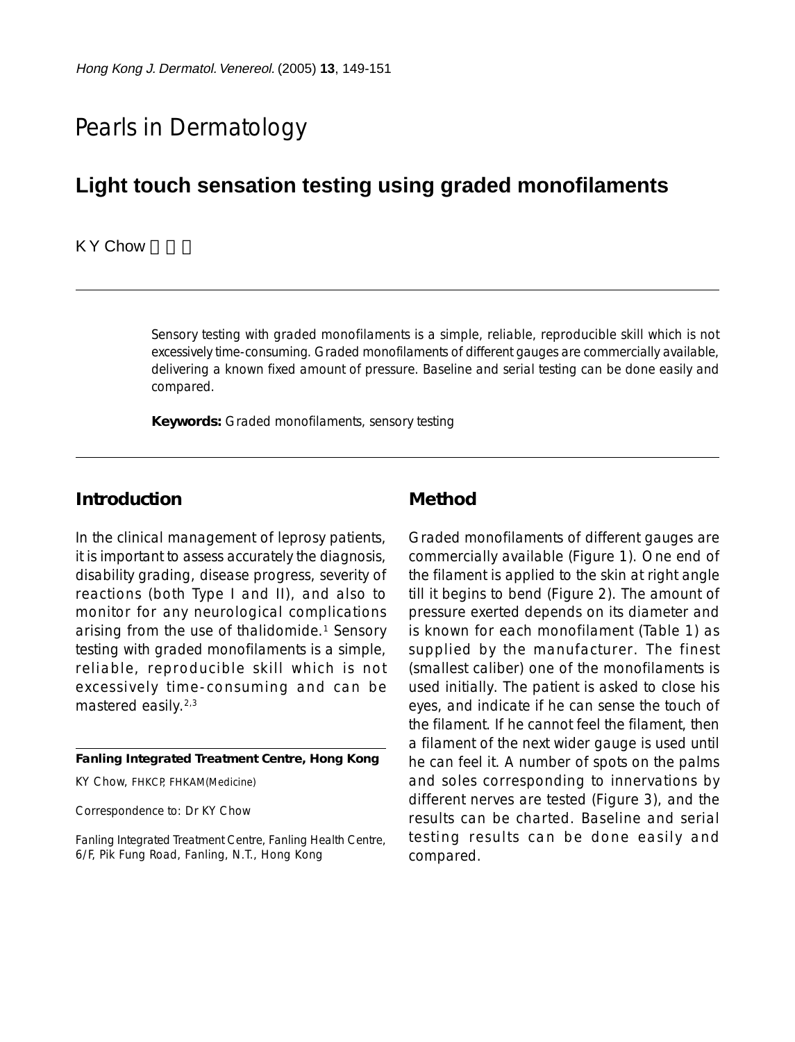# Pearls in Dermatology

## Light touch sensation testing using graded monofilaments

K Y Chow 周啟宇

Sensory testing with graded monofilaments is a simple, reliable, reproducible skill which is not excessively time-consuming. Graded monofilaments of different gauges are commercially available, delivering a known fixed amount of pressure. Baseline and serial testing can be done easily and compared.

**Keywords:** Graded monofilaments, sensory testing

## Introduction

In the clinical management of leprosy patients, it is important to assess accurately the diagnosis, disability grading, disease progress, severity of reactions (both Type I and II), and also to monitor for any neurological complications arising from the use of thalidomide.[1] Sensory testing with graded monofilaments is a simple, reliable, reproducible skill which is not excessively time-consuming and can be mastered easily.[2,3]

**Fanling Integrated Treatment Centre, Hong Kong**

KY Chow, FHKCP, FHKAM(Medicine)

Correspondence to: Dr KY Chow

Fanling Integrated Treatment Centre, Fanling Health Centre, 6/F, Pik Fung Road, Fanling, N.T., Hong Kong

## Method

Graded monofilaments of different gauges are commercially available (Figure 1). One end of the filament is applied to the skin at right angle till it begins to bend (Figure 2). The amount of pressure exerted depends on its diameter and is known for each monofilament (Table 1) as supplied by the manufacturer. The finest (smallest caliber) one of the monofilaments is used initially. The patient is asked to close his eyes, and indicate if he can sense the touch of the filament. If he cannot feel the filament, then a filament of the next wider gauge is used until he can feel it. A number of spots on the palms and soles corresponding to innervations by different nerves are tested (Figure 3), and the results can be charted. Baseline and serial testing results can be done easily and compared.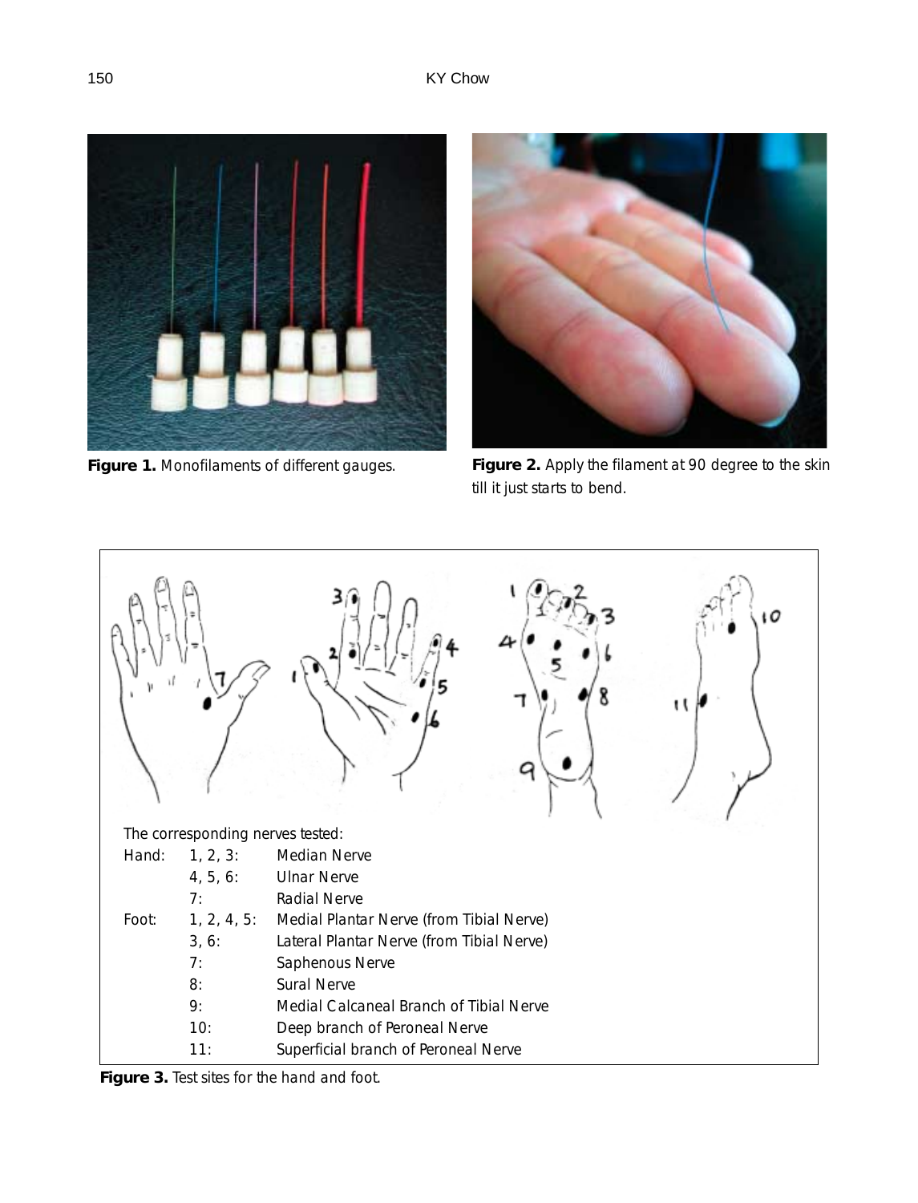**Figure 1.** Monofilaments of different gauges.

**Figure 2.** Apply the filament at 90 degree to the skin till it just starts to bend.

The corresponding nerves tested:

| | | |
|---|---|---|
| Hand: | 1, 2, 3: | Median Nerve |
| | 4, 5, 6: | Ulnar Nerve |
| | 7: | Radial Nerve |
| Foot: | 1, 2, 4, 5: | Medial Plantar Nerve (from Tibial Nerve) |
| | 3, 6: | Lateral Plantar Nerve (from Tibial Nerve) |
| | 7: | Saphenous Nerve |
| | 8: | Sural Nerve |
| | 9: | Medial Calcaneal Branch of Tibial Nerve |
| | 10: | Deep branch of Peroneal Nerve |
| | 11: | Superficial branch of Peroneal Nerve |

**Figure 3.** Test sites for the hand and foot.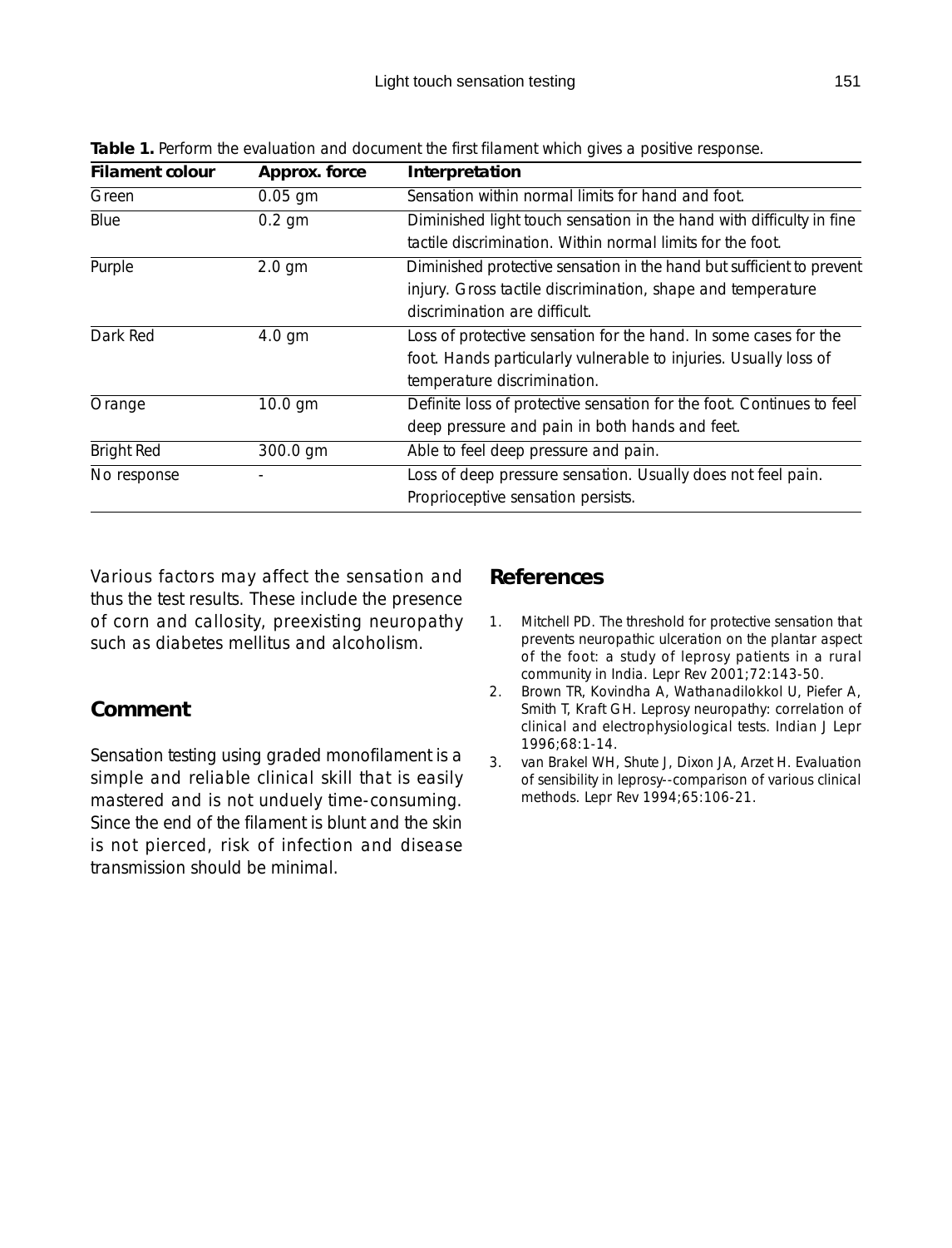**Table 1.** Perform the evaluation and document the first filament which gives a positive response.

| Filament colour | Approx. force | Interpretation |
|---|---|---|
| Green | 0.05 gm | Sensation within normal limits for hand and foot. |
| Blue | 0.2 gm | Diminished light touch sensation in the hand with difficulty in fine tactile discrimination. Within normal limits for the foot. |
| Purple | 2.0 gm | Diminished protective sensation in the hand but sufficient to prevent injury. Gross tactile discrimination, shape and temperature discrimination are difficult. |
| Dark Red | 4.0 gm | Loss of protective sensation for the hand. In some cases for the foot. Hands particularly vulnerable to injuries. Usually loss of temperature discrimination. |
| Orange | 10.0 gm | Definite loss of protective sensation for the foot. Continues to feel deep pressure and pain in both hands and feet. |
| Bright Red | 300.0 gm | Able to feel deep pressure and pain. |
| No response | - | Loss of deep pressure sensation. Usually does not feel pain. Proprioceptive sensation persists. |

Various factors may affect the sensation and thus the test results. These include the presence of corn and callosity, preexisting neuropathy such as diabetes mellitus and alcoholism.

## Comment

Sensation testing using graded monofilament is a simple and reliable clinical skill that is easily mastered and is not unduely time-consuming. Since the end of the filament is blunt and the skin is not pierced, risk of infection and disease transmission should be minimal.

## References

1. Mitchell PD. The threshold for protective sensation that prevents neuropathic ulceration on the plantar aspect of the foot: a study of leprosy patients in a rural community in India. Lepr Rev 2001;72:143-50.
2. Brown TR, Kovindha A, Wathanadilokkol U, Piefer A, Smith T, Kraft GH. Leprosy neuropathy: correlation of clinical and electrophysiological tests. Indian J Lepr 1996;68:1-14.
3. van Brakel WH, Shute J, Dixon JA, Arzet H. Evaluation of sensibility in leprosy--comparison of various clinical methods. Lepr Rev 1994;65:106-21.